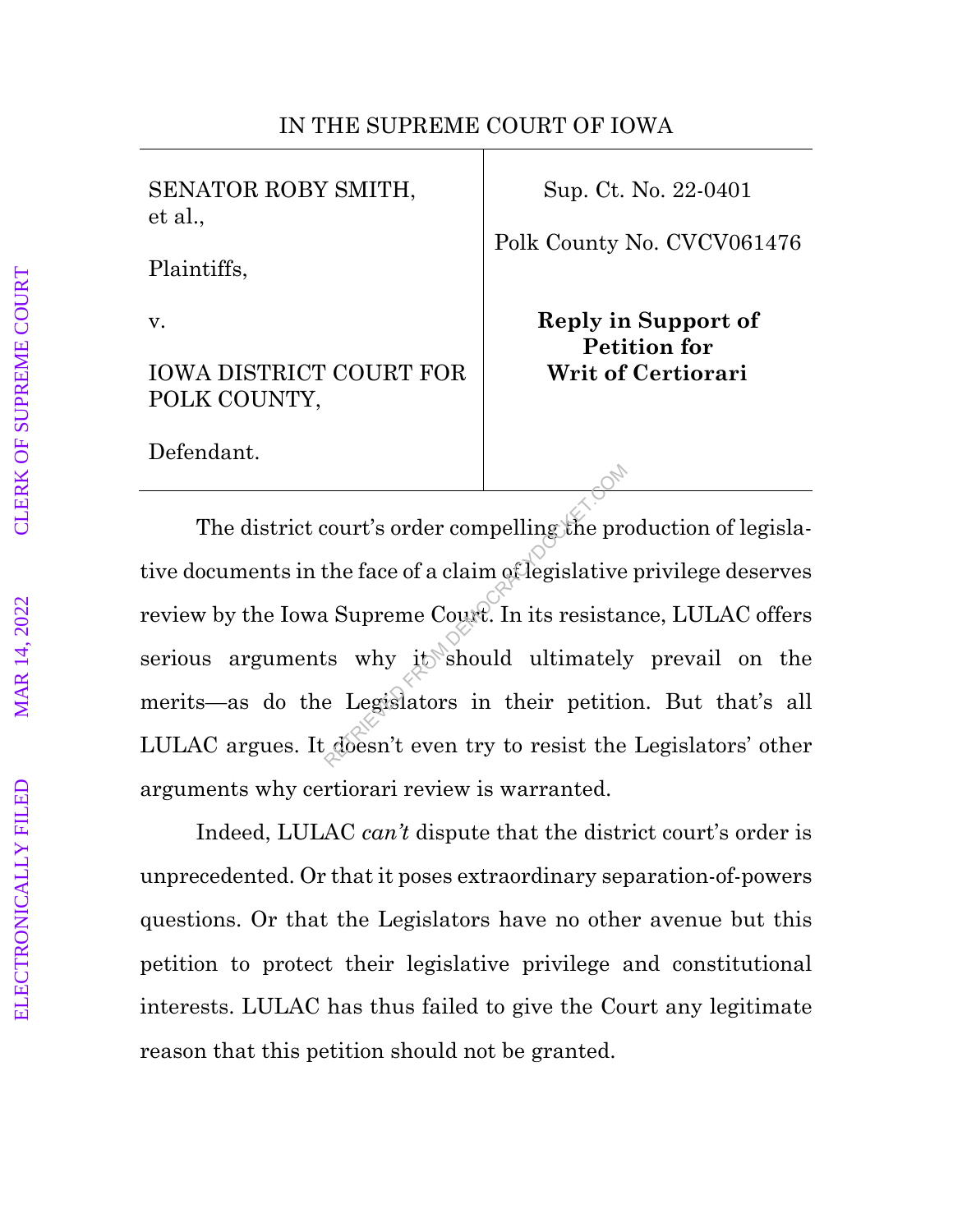IN THE SUPREME COURT OF IOWA

| | |
|---|---|
| SENATOR ROBY SMITH, et al.,<br><br>Plaintiffs,<br><br>v.<br><br>IOWA DISTRICT COURT FOR POLK COUNTY,<br><br>Defendant. | Sup. Ct. No. 22-0401<br><br>Polk County No. CVCV061476<br><br>**Reply in Support of Petition for Writ of Certiorari** |

The district court's order compelling the production of legislative documents in the face of a claim of legislative privilege deserves review by the Iowa Supreme Court. In its resistance, LULAC offers serious arguments why it should ultimately prevail on the merits—as do the Legislators in their petition. But that's all LULAC argues. It doesn't even try to resist the Legislators' other arguments why certiorari review is warranted.

Indeed, LULAC *can't* dispute that the district court's order is unprecedented. Or that it poses extraordinary separation-of-powers questions. Or that the Legislators have no other avenue but this petition to protect their legislative privilege and constitutional interests. LULAC has thus failed to give the Court any legitimate reason that this petition should not be granted.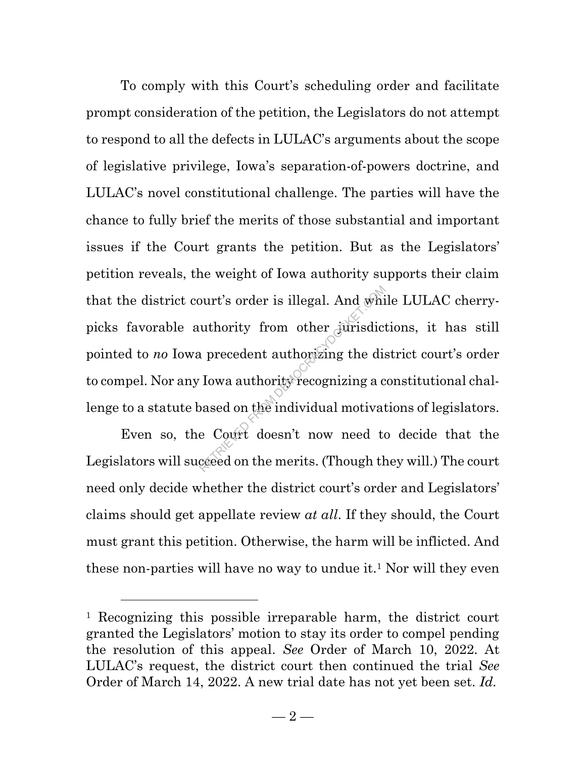To comply with this Court's scheduling order and facilitate prompt consideration of the petition, the Legislators do not attempt to respond to all the defects in LULAC's arguments about the scope of legislative privilege, Iowa's separation-of-powers doctrine, and LULAC's novel constitutional challenge. The parties will have the chance to fully brief the merits of those substantial and important issues if the Court grants the petition. But as the Legislators' petition reveals, the weight of Iowa authority supports their claim that the district court's order is illegal. And while LULAC cherry-picks favorable authority from other jurisdictions, it has still pointed to *no* Iowa precedent authorizing the district court's order to compel. Nor any Iowa authority recognizing a constitutional challenge to a statute based on the individual motivations of legislators.

Even so, the Court doesn't now need to decide that the Legislators will succeed on the merits. (Though they will.) The court need only decide whether the district court's order and Legislators' claims should get appellate review *at all*. If they should, the Court must grant this petition. Otherwise, the harm will be inflicted. And these non-parties will have no way to undue it.[1] Nor will they even

---

[1] Recognizing this possible irreparable harm, the district court granted the Legislators' motion to stay its order to compel pending the resolution of this appeal. *See* Order of March 10, 2022. At LULAC's request, the district court then continued the trial *See* Order of March 14, 2022. A new trial date has not yet been set. *Id.*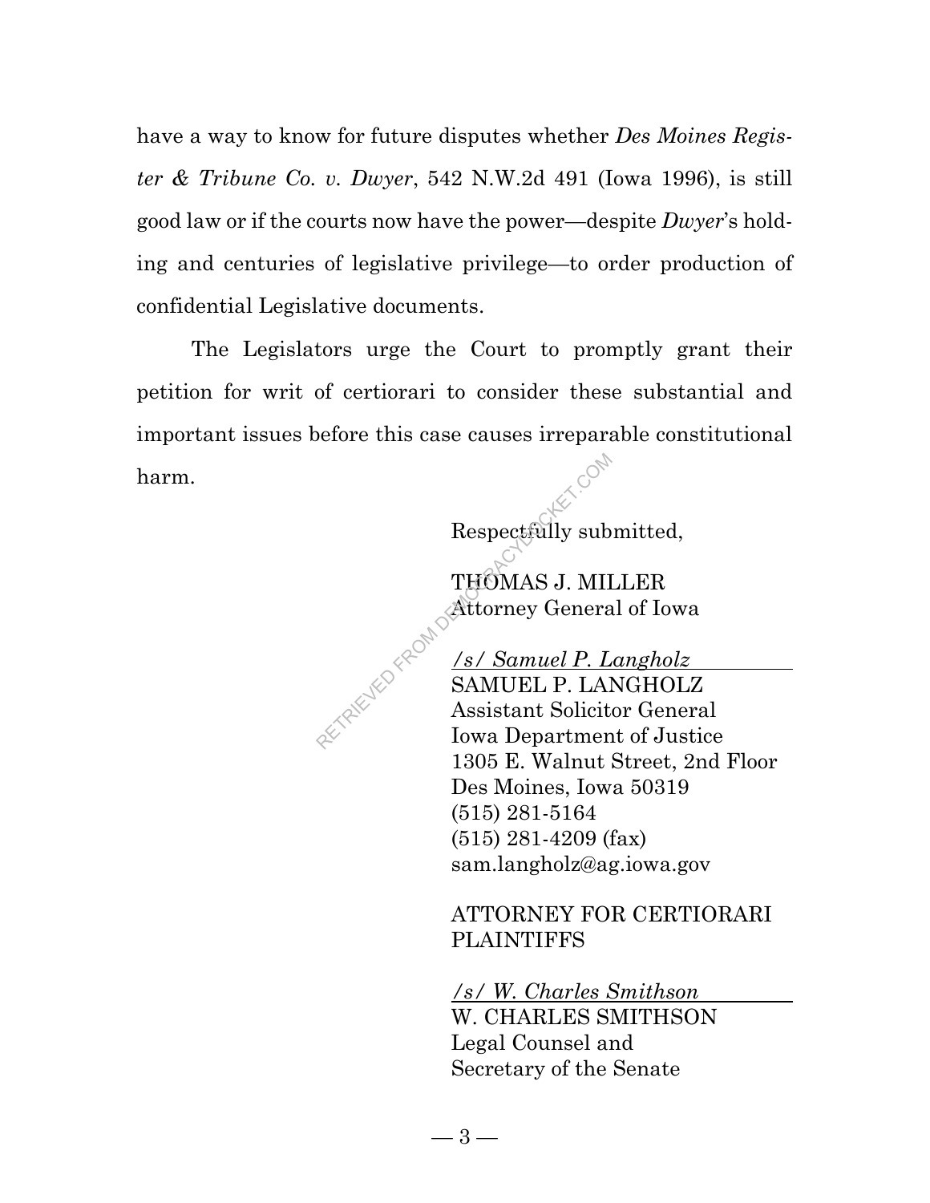have a way to know for future disputes whether *Des Moines Register & Tribune Co. v. Dwyer*, 542 N.W.2d 491 (Iowa 1996), is still good law or if the courts now have the power—despite *Dwyer*'s holding and centuries of legislative privilege—to order production of confidential Legislative documents.

The Legislators urge the Court to promptly grant their petition for writ of certiorari to consider these substantial and important issues before this case causes irreparable constitutional harm.

Respectfully submitted,

THOMAS J. MILLER
Attorney General of Iowa

*/s/ Samuel P. Langholz*
SAMUEL P. LANGHOLZ
Assistant Solicitor General
Iowa Department of Justice
1305 E. Walnut Street, 2nd Floor
Des Moines, Iowa 50319
(515) 281-5164
(515) 281-4209 (fax)
sam.langholz@ag.iowa.gov

ATTORNEY FOR CERTIORARI PLAINTIFFS

*/s/ W. Charles Smithson*
W. CHARLES SMITHSON
Legal Counsel and
Secretary of the Senate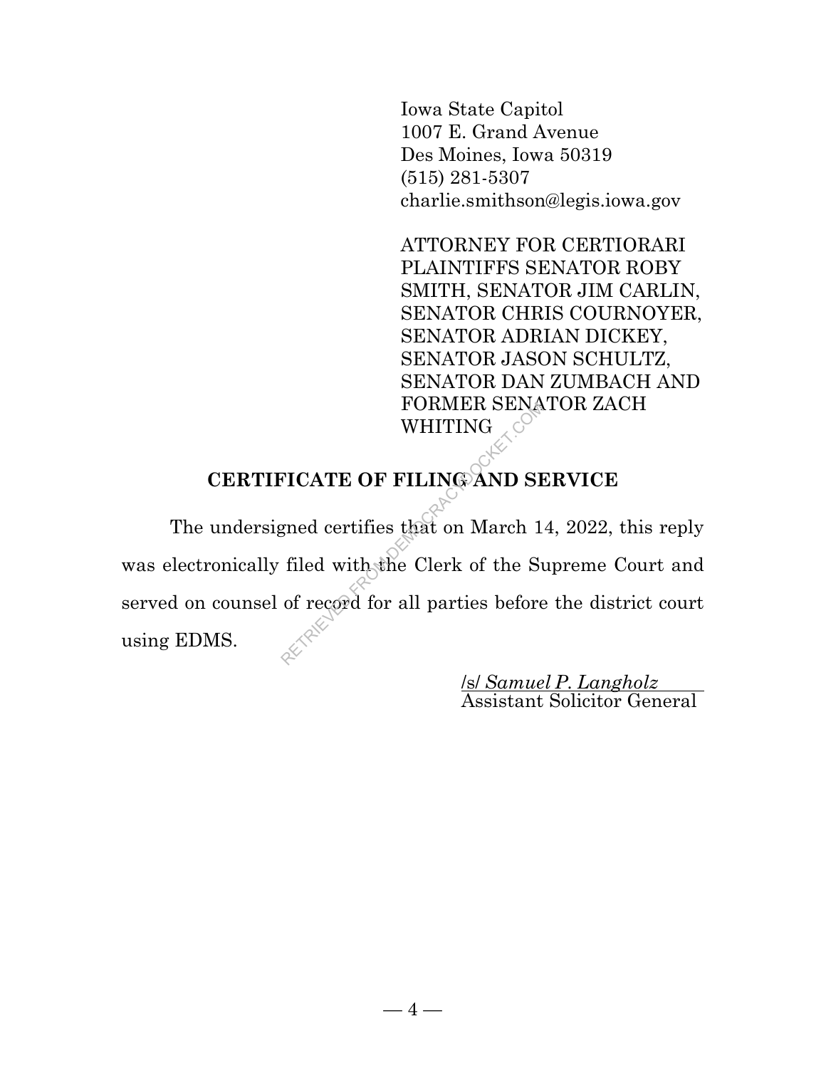Iowa State Capitol
1007 E. Grand Avenue
Des Moines, Iowa 50319
(515) 281-5307
charlie.smithson@legis.iowa.gov

ATTORNEY FOR CERTIORARI PLAINTIFFS SENATOR ROBY SMITH, SENATOR JIM CARLIN, SENATOR CHRIS COURNOYER, SENATOR ADRIAN DICKEY, SENATOR JASON SCHULTZ, SENATOR DAN ZUMBACH AND FORMER SENATOR ZACH WHITING

## CERTIFICATE OF FILING AND SERVICE

The undersigned certifies that on March 14, 2022, this reply was electronically filed with the Clerk of the Supreme Court and served on counsel of record for all parties before the district court using EDMS.

/s/ *Samuel P. Langholz*
Assistant Solicitor General